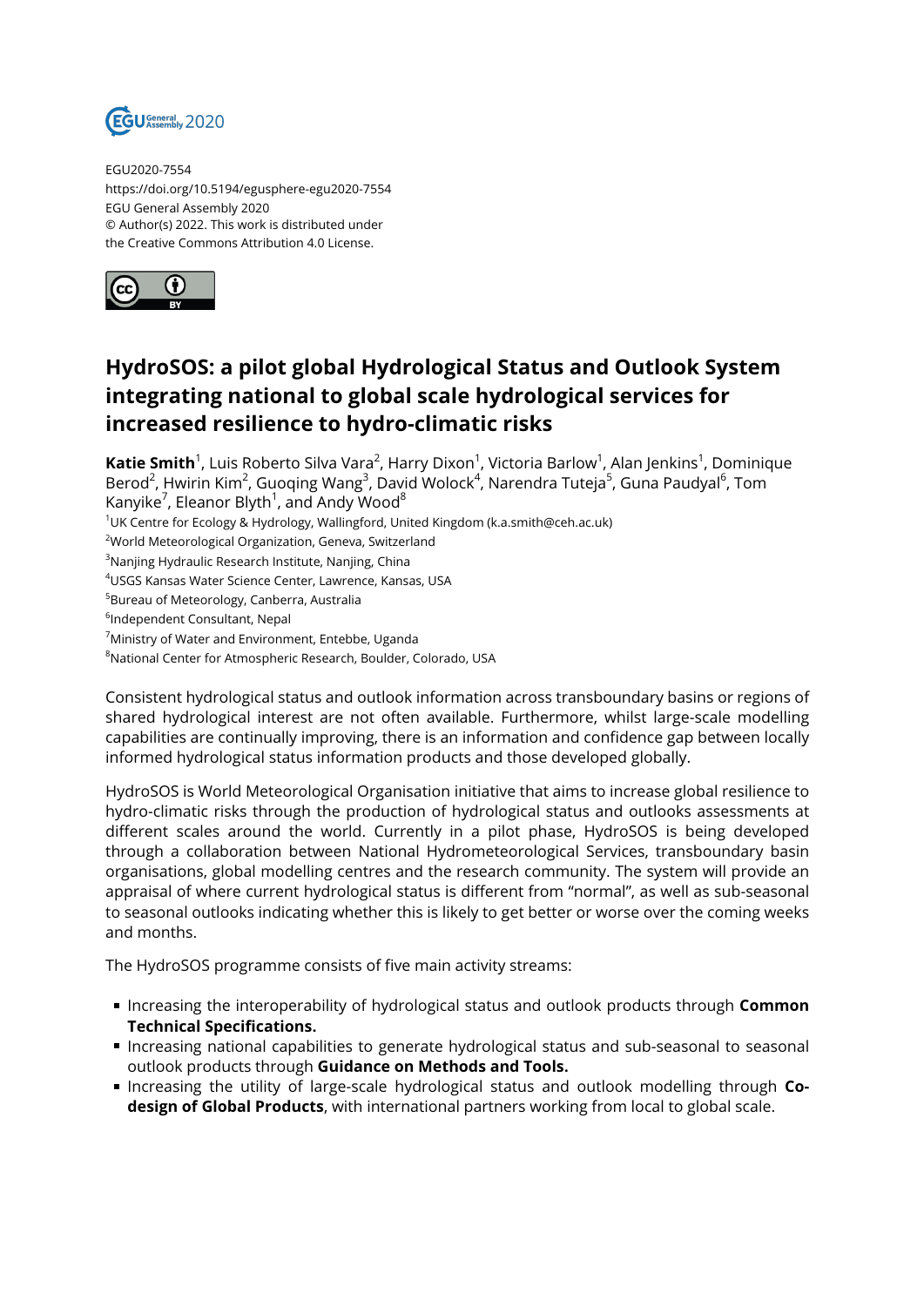EGU2020-7554
https://doi.org/10.5194/egusphere-egu2020-7554
EGU General Assembly 2020
© Author(s) 2022. This work is distributed under
the Creative Commons Attribution 4.0 License.

# HydroSOS: a pilot global Hydrological Status and Outlook System integrating national to global scale hydrological services for increased resilience to hydro-climatic risks

**Katie Smith**[1], Luis Roberto Silva Vara[2], Harry Dixon[1], Victoria Barlow[1], Alan Jenkins[1], Dominique Berod[2], Hwirin Kim[2], Guoqing Wang[3], David Wolock[4], Narendra Tuteja[5], Guna Paudyal[6], Tom Kanyike[7], Eleanor Blyth[1], and Andy Wood[8]

[1]UK Centre for Ecology & Hydrology, Wallingford, United Kingdom (k.a.smith@ceh.ac.uk)
[2]World Meteorological Organization, Geneva, Switzerland
[3]Nanjing Hydraulic Research Institute, Nanjing, China
[4]USGS Kansas Water Science Center, Lawrence, Kansas, USA
[5]Bureau of Meteorology, Canberra, Australia
[6]Independent Consultant, Nepal
[7]Ministry of Water and Environment, Entebbe, Uganda
[8]National Center for Atmospheric Research, Boulder, Colorado, USA

Consistent hydrological status and outlook information across transboundary basins or regions of shared hydrological interest are not often available. Furthermore, whilst large-scale modelling capabilities are continually improving, there is an information and confidence gap between locally informed hydrological status information products and those developed globally.

HydroSOS is World Meteorological Organisation initiative that aims to increase global resilience to hydro-climatic risks through the production of hydrological status and outlooks assessments at different scales around the world. Currently in a pilot phase, HydroSOS is being developed through a collaboration between National Hydrometeorological Services, transboundary basin organisations, global modelling centres and the research community. The system will provide an appraisal of where current hydrological status is different from "normal", as well as sub-seasonal to seasonal outlooks indicating whether this is likely to get better or worse over the coming weeks and months.

The HydroSOS programme consists of five main activity streams:

- Increasing the interoperability of hydrological status and outlook products through **Common Technical Specifications.**
- Increasing national capabilities to generate hydrological status and sub-seasonal to seasonal outlook products through **Guidance on Methods and Tools.**
- Increasing the utility of large-scale hydrological status and outlook modelling through **Co-design of Global Products**, with international partners working from local to global scale.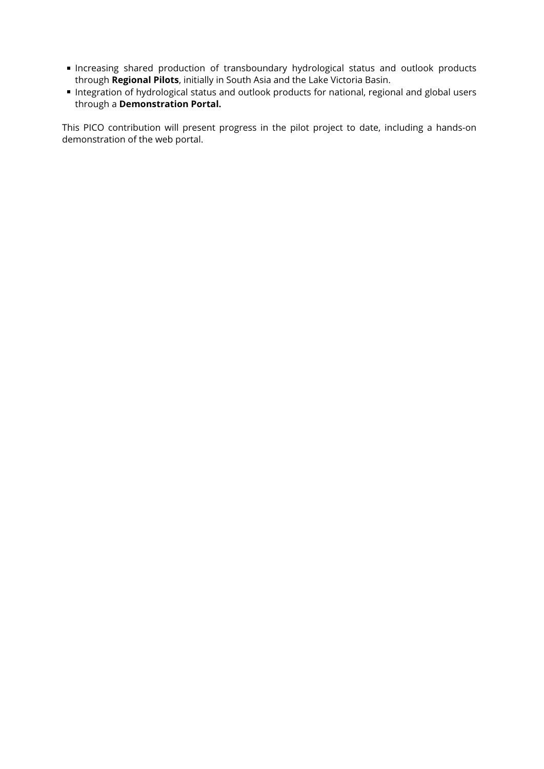- Increasing shared production of transboundary hydrological status and outlook products through **Regional Pilots**, initially in South Asia and the Lake Victoria Basin.
- Integration of hydrological status and outlook products for national, regional and global users through a **Demonstration Portal.**

This PICO contribution will present progress in the pilot project to date, including a hands-on demonstration of the web portal.